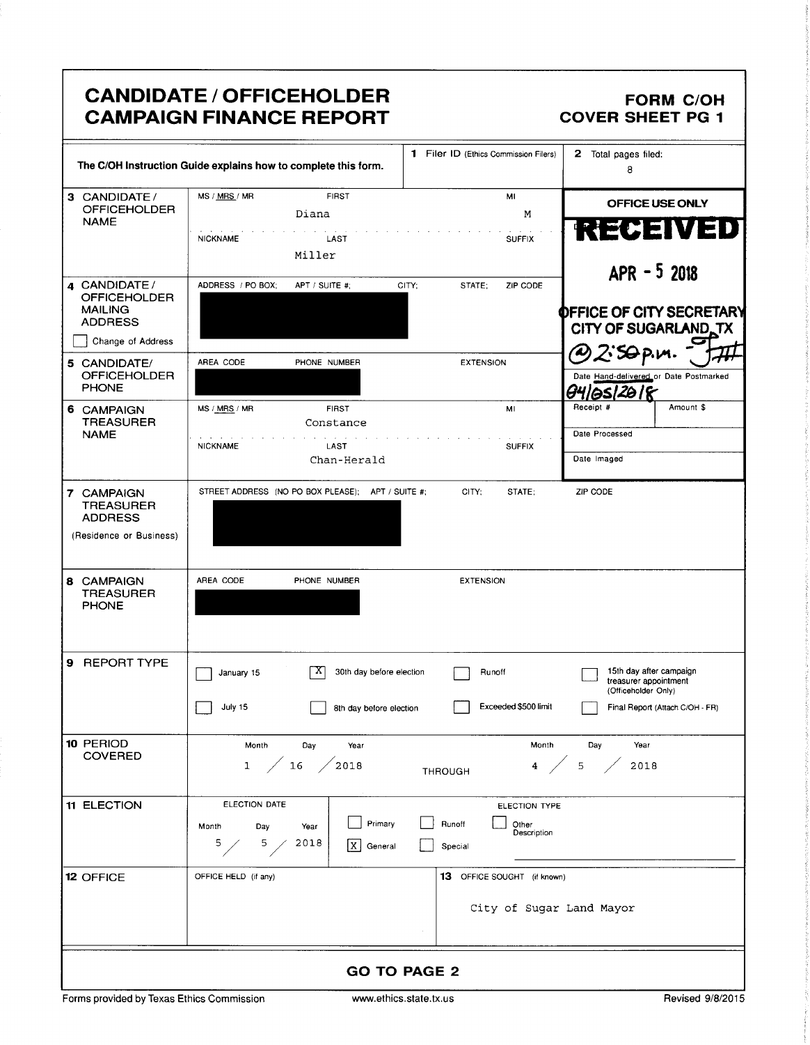# CANDIDATE / OFFICEHOLDER CAMPAIGN FINANCE REPORT

**FORM C/OH COVER SHEET PG 1**

The C/OH Instruction Guide explains how to complete this form.

| | | | |
|---|---|---|---|
| **1** Filer ID (Ethics Commission Filers) | | **2** Total pages filed: | 8 |

| Field | Content | | | OFFICE USE ONLY |
|---|---|---|---|---|
| **3 CANDIDATE / OFFICEHOLDER NAME** | MS / MRS / MR | FIRST: Diana | MI: M | RECEIVED APR - 5 2018 OFFICE OF CITY SECRETARY CITY OF SUGARLAND, TX @2:50p.m. |
| | NICKNAME | LAST: Miller | SUFFIX | |
| **4 CANDIDATE / OFFICEHOLDER MAILING ADDRESS** ☐ Change of Address | ADDRESS / PO BOX; APT / SUITE #; CITY; STATE; ZIP CODE: [REDACTED] | | | |
| **5 CANDIDATE/ OFFICEHOLDER PHONE** | AREA CODE / PHONE NUMBER: [REDACTED] | EXTENSION | | Date Hand-delivered or Date Postmarked: 04/05/2018 |
| **6 CAMPAIGN TREASURER NAME** | MS / MRS / MR | FIRST: Constance | MI | Receipt # / Amount $ |
| | NICKNAME | LAST: Chan-Herald | SUFFIX | Date Processed / Date Imaged |
| **7 CAMPAIGN TREASURER ADDRESS** (Residence or Business) | STREET ADDRESS (NO PO BOX PLEASE); APT / SUITE #; CITY; STATE; ZIP CODE: [REDACTED] | | | |
| **8 CAMPAIGN TREASURER PHONE** | AREA CODE / PHONE NUMBER: [REDACTED] | EXTENSION | | |

**9 REPORT TYPE**

- ☐ January 15
- ☒ 30th day before election
- ☐ Runoff
- ☐ 15th day after campaign treasurer appointment (Officeholder Only)
- ☐ July 15
- ☐ 8th day before election
- ☐ Exceeded $500 limit
- ☐ Final Report (Attach C/OH - FR)

**10 PERIOD COVERED**

Month / Day / Year: 1 / 16 / 2018 THROUGH Month / Day / Year: 4 / 5 / 2018

**11 ELECTION**

ELECTION DATE (Month / Day / Year): 5 / 5 / 2018

ELECTION TYPE:

- ☐ Primary
- ☒ General
- ☐ Runoff
- ☐ Special
- ☐ Other Description

**12 OFFICE**

OFFICE HELD (if any):

**13** OFFICE SOUGHT (if known): City of Sugar Land Mayor

**GO TO PAGE 2**

Forms provided by Texas Ethics Commission | www.ethics.state.tx.us | Revised 9/8/2015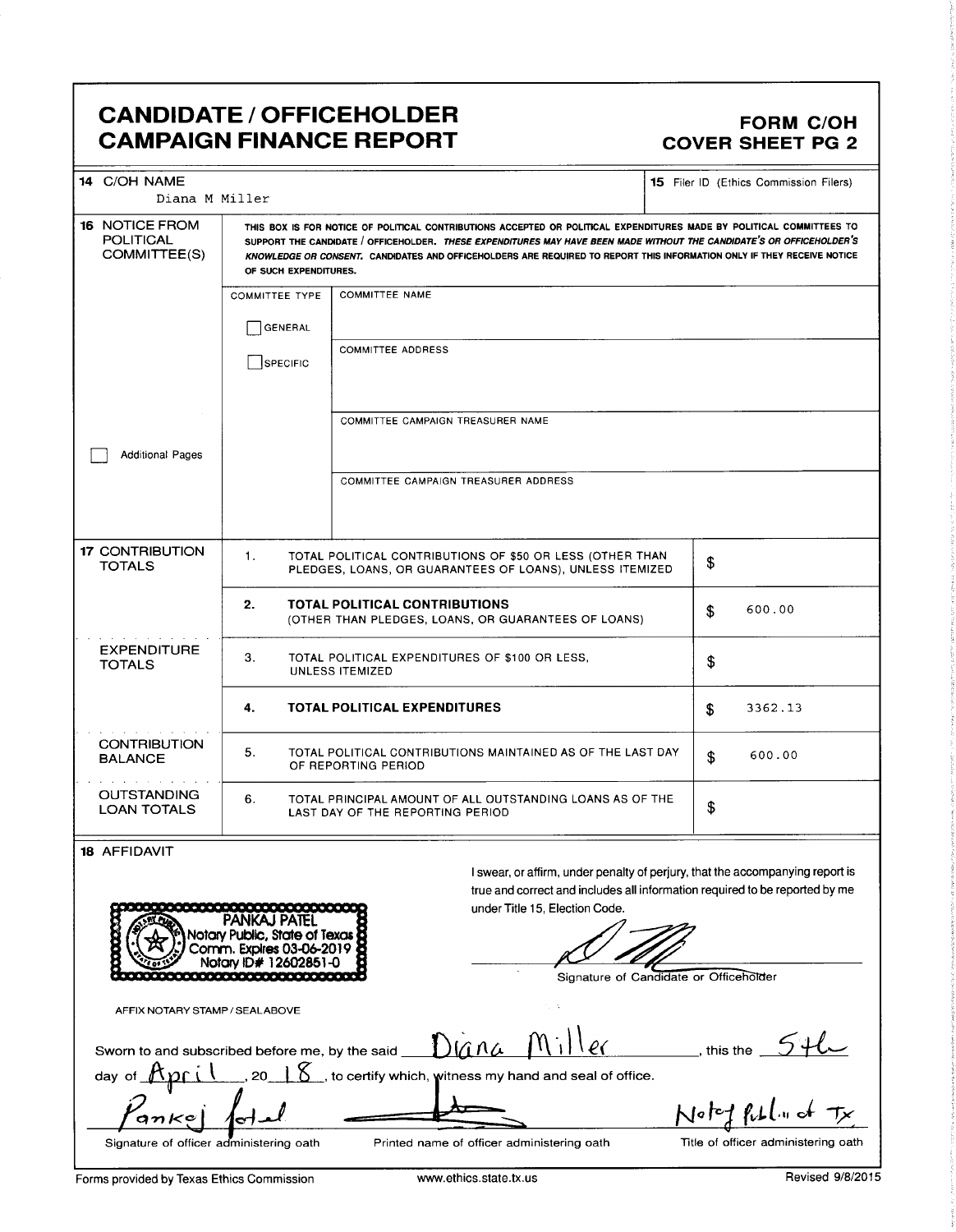# CANDIDATE / OFFICEHOLDER CAMPAIGN FINANCE REPORT

**FORM C/OH COVER SHEET PG 2**

| 14 C/OH NAME | 15 Filer ID (Ethics Commission Filers) |
|---|---|
| Diana M Miller | |

**16 NOTICE FROM POLITICAL COMMITTEE(S)**

THIS BOX IS FOR NOTICE OF POLITICAL CONTRIBUTIONS ACCEPTED OR POLITICAL EXPENDITURES MADE BY POLITICAL COMMITTEES TO SUPPORT THE CANDIDATE / OFFICEHOLDER. *THESE EXPENDITURES MAY HAVE BEEN MADE WITHOUT THE CANDIDATE'S OR OFFICEHOLDER'S KNOWLEDGE OR CONSENT.* CANDIDATES AND OFFICEHOLDERS ARE REQUIRED TO REPORT THIS INFORMATION ONLY IF THEY RECEIVE NOTICE OF SUCH EXPENDITURES.

| COMMITTEE TYPE | |
|---|---|
| ☐ GENERAL | COMMITTEE NAME |
| ☐ SPECIFIC | COMMITTEE ADDRESS |
| | COMMITTEE CAMPAIGN TREASURER NAME |
| | COMMITTEE CAMPAIGN TREASURER ADDRESS |

☐ Additional Pages

| | | | |
|---|---|---|---|
| **17 CONTRIBUTION TOTALS** | 1. | TOTAL POLITICAL CONTRIBUTIONS OF $50 OR LESS (OTHER THAN PLEDGES, LOANS, OR GUARANTEES OF LOANS), UNLESS ITEMIZED | $ |
| | **2.** | **TOTAL POLITICAL CONTRIBUTIONS** (OTHER THAN PLEDGES, LOANS, OR GUARANTEES OF LOANS) | $ 600.00 |
| **EXPENDITURE TOTALS** | 3. | TOTAL POLITICAL EXPENDITURES OF $100 OR LESS, UNLESS ITEMIZED | $ |
| | **4.** | **TOTAL POLITICAL EXPENDITURES** | $ 3362.13 |
| **CONTRIBUTION BALANCE** | 5. | TOTAL POLITICAL CONTRIBUTIONS MAINTAINED AS OF THE LAST DAY OF REPORTING PERIOD | $ 600.00 |
| **OUTSTANDING LOAN TOTALS** | 6. | TOTAL PRINCIPAL AMOUNT OF ALL OUTSTANDING LOANS AS OF THE LAST DAY OF THE REPORTING PERIOD | $ |

**18 AFFIDAVIT**

PANKAJ PATEL
Notary Public, State of Texas
Comm. Expires 03-06-2019
Notary ID# 12602851-0

AFFIX NOTARY STAMP / SEAL ABOVE

I swear, or affirm, under penalty of perjury, that the accompanying report is true and correct and includes all information required to be reported by me under Title 15, Election Code.

Signature of Candidate or Officeholder

Sworn to and subscribed before me, by the said Diana Miller, this the 5th day of April, 20 18, to certify which, witness my hand and seal of office.

| Pankaj Patel | | Notary Public of Tx |
|---|---|---|
| Signature of officer administering oath | Printed name of officer administering oath | Title of officer administering oath |

Forms provided by Texas Ethics Commission www.ethics.state.tx.us Revised 9/8/2015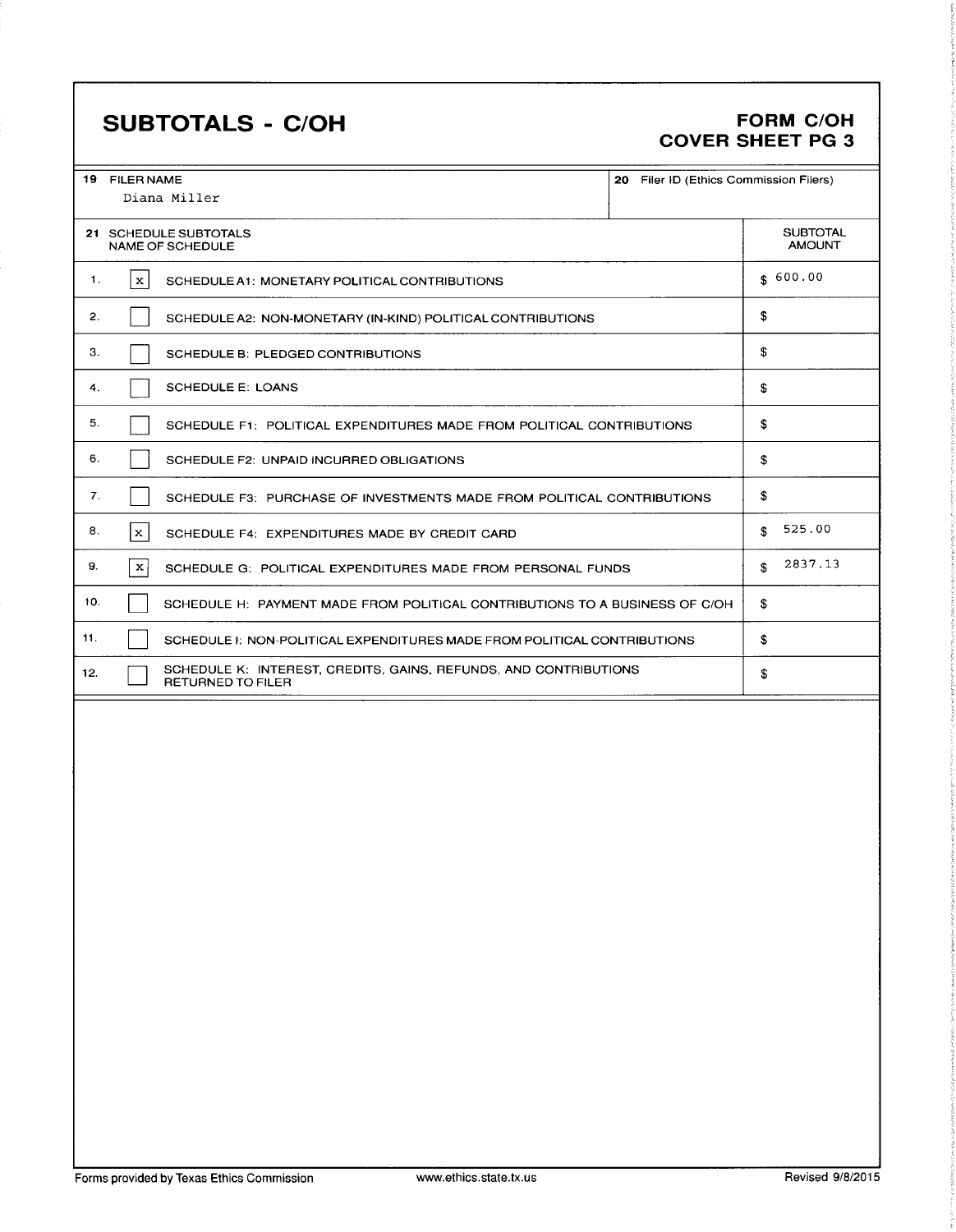# SUBTOTALS - C/OH

## FORM C/OH
## COVER SHEET PG 3

| 19 FILER NAME | 20 Filer ID (Ethics Commission Filers) |
|---|---|
| Diana Miller | |

| 21 SCHEDULE SUBTOTALS | | NAME OF SCHEDULE | SUBTOTAL AMOUNT |
|---|---|---|---|
| 1. | x | SCHEDULE A1: MONETARY POLITICAL CONTRIBUTIONS | $ 600.00 |
| 2. | | SCHEDULE A2: NON-MONETARY (IN-KIND) POLITICAL CONTRIBUTIONS | $ |
| 3. | | SCHEDULE B: PLEDGED CONTRIBUTIONS | $ |
| 4. | | SCHEDULE E: LOANS | $ |
| 5. | | SCHEDULE F1: POLITICAL EXPENDITURES MADE FROM POLITICAL CONTRIBUTIONS | $ |
| 6. | | SCHEDULE F2: UNPAID INCURRED OBLIGATIONS | $ |
| 7. | | SCHEDULE F3: PURCHASE OF INVESTMENTS MADE FROM POLITICAL CONTRIBUTIONS | $ |
| 8. | x | SCHEDULE F4: EXPENDITURES MADE BY CREDIT CARD | $ 525.00 |
| 9. | x | SCHEDULE G: POLITICAL EXPENDITURES MADE FROM PERSONAL FUNDS | $ 2837.13 |
| 10. | | SCHEDULE H: PAYMENT MADE FROM POLITICAL CONTRIBUTIONS TO A BUSINESS OF C/OH | $ |
| 11. | | SCHEDULE I: NON-POLITICAL EXPENDITURES MADE FROM POLITICAL CONTRIBUTIONS | $ |
| 12. | | SCHEDULE K: INTEREST, CREDITS, GAINS, REFUNDS, AND CONTRIBUTIONS RETURNED TO FILER | $ |

Forms provided by Texas Ethics Commission www.ethics.state.tx.us Revised 9/8/2015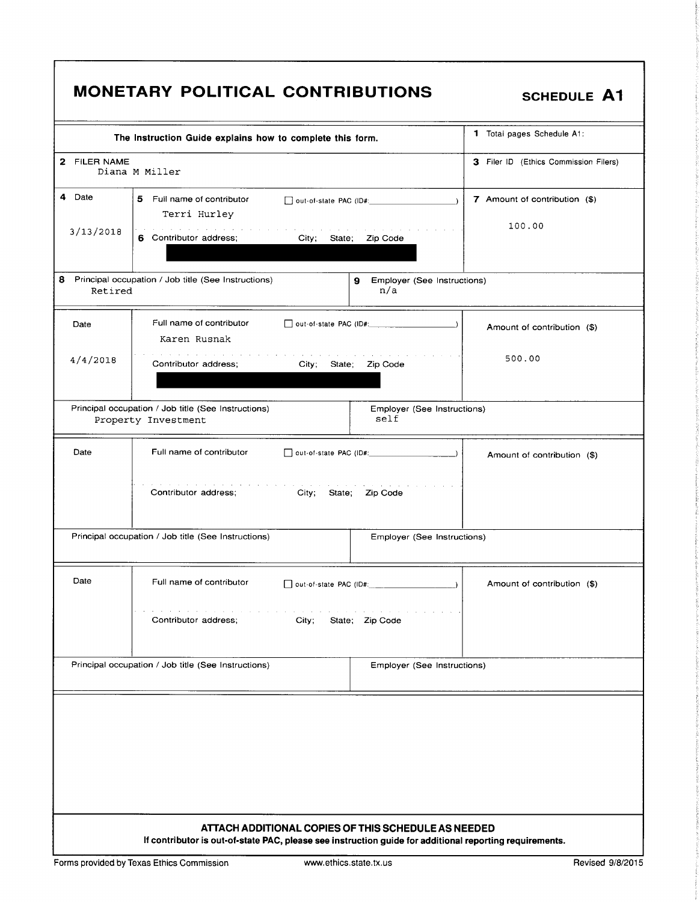# MONETARY POLITICAL CONTRIBUTIONS

**SCHEDULE A1**

| The Instruction Guide explains how to complete this form. | 1 Total pages Schedule A1: |
|---|---|
| 2 FILER NAME<br>Diana M Miller | 3 Filer ID (Ethics Commission Filers) |

| 4 Date | 5 Full name of contributor ☐ out-of-state PAC (ID#: ) / 6 Contributor address; City; State; Zip Code | 7 Amount of contribution ($) |
|---|---|---|
| 3/13/2018 | Terri Hurley<br>[REDACTED] | 100.00 |
| **8 Principal occupation / Job title (See Instructions)**<br>Retired | **9 Employer (See Instructions)**<br>n/a | |

| Date | Full name of contributor ☐ out-of-state PAC (ID#: ) / Contributor address; City; State; Zip Code | Amount of contribution ($) |
|---|---|---|
| 4/4/2018 | Karen Rusnak<br>[REDACTED] | 500.00 |
| **Principal occupation / Job title (See Instructions)**<br>Property Investment | **Employer (See Instructions)**<br>self | |

| Date | Full name of contributor ☐ out-of-state PAC (ID#: ) / Contributor address; City; State; Zip Code | Amount of contribution ($) |
|---|---|---|
| | | |
| **Principal occupation / Job title (See Instructions)** | **Employer (See Instructions)** | |

| Date | Full name of contributor ☐ out-of-state PAC (ID#: ) / Contributor address; City; State; Zip Code | Amount of contribution ($) |
|---|---|---|
| | | |
| **Principal occupation / Job title (See Instructions)** | **Employer (See Instructions)** | |

**ATTACH ADDITIONAL COPIES OF THIS SCHEDULE AS NEEDED**

**If contributor is out-of-state PAC, please see instruction guide for additional reporting requirements.**

Forms provided by Texas Ethics Commission www.ethics.state.tx.us Revised 9/8/2015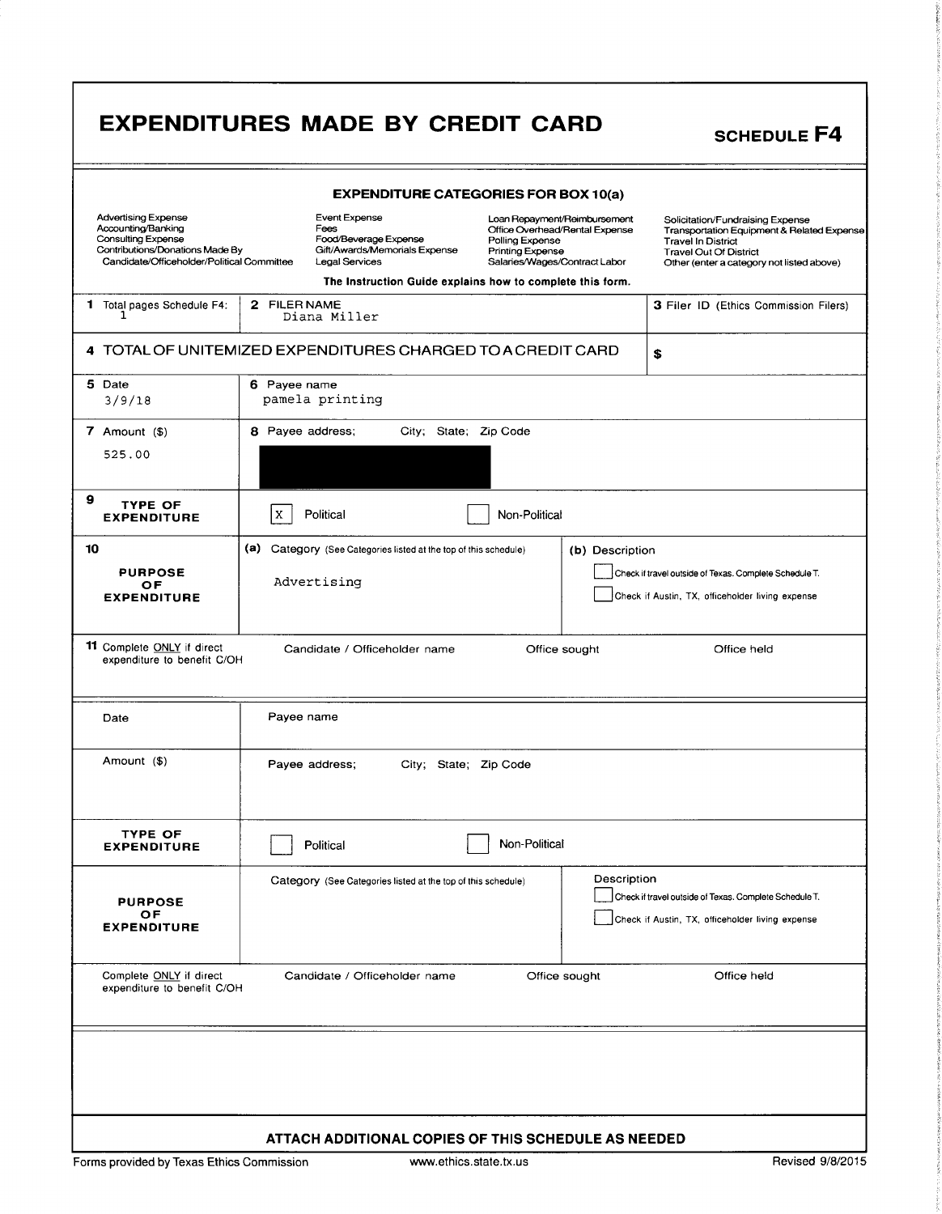# EXPENDITURES MADE BY CREDIT CARD

**SCHEDULE F4**

### EXPENDITURE CATEGORIES FOR BOX 10(a)

| | | | |
|---|---|---|---|
| Advertising Expense | Event Expense | Loan Repayment/Reimbursement | Solicitation/Fundraising Expense |
| Accounting/Banking | Fees | Office Overhead/Rental Expense | Transportation Equipment & Related Expense |
| Consulting Expense | Food/Beverage Expense | Polling Expense | Travel In District |
| Contributions/Donations Made By Candidate/Officeholder/Political Committee | Gift/Awards/Memorials Expense | Printing Expense | Travel Out Of District |
| | Legal Services | Salaries/Wages/Contract Labor | Other (enter a category not listed above) |

**The Instruction Guide explains how to complete this form.**

| | | |
|---|---|---|
| **1** Total pages Schedule F4: 1 | **2** FILER NAME Diana Miller | **3** Filer ID (Ethics Commission Filers) |

**4** TOTAL OF UNITEMIZED EXPENDITURES CHARGED TO A CREDIT CARD **$**

| | |
|---|---|
| **5** Date 3/9/18 | **6** Payee name pamela printing |
| **7** Amount ($) 525.00 | **8** Payee address; City; State; Zip Code [REDACTED] |
| **9** TYPE OF EXPENDITURE | [X] Political [ ] Non-Political |
| **10** PURPOSE OF EXPENDITURE | **(a)** Category (See Categories listed at the top of this schedule) Advertising — **(b)** Description [ ] Check if travel outside of Texas. Complete Schedule T. [ ] Check if Austin, TX, officeholder living expense |
| **11** Complete ONLY if direct expenditure to benefit C/OH | Candidate / Officeholder name — Office sought — Office held |

| | |
|---|---|
| Date | Payee name |
| Amount ($) | Payee address; City; State; Zip Code |
| TYPE OF EXPENDITURE | [ ] Political [ ] Non-Political |
| PURPOSE OF EXPENDITURE | Category (See Categories listed at the top of this schedule) — Description [ ] Check if travel outside of Texas. Complete Schedule T. [ ] Check if Austin, TX, officeholder living expense |
| Complete ONLY if direct expenditure to benefit C/OH | Candidate / Officeholder name — Office sought — Office held |

**ATTACH ADDITIONAL COPIES OF THIS SCHEDULE AS NEEDED**

Forms provided by Texas Ethics Commission www.ethics.state.tx.us Revised 9/8/2015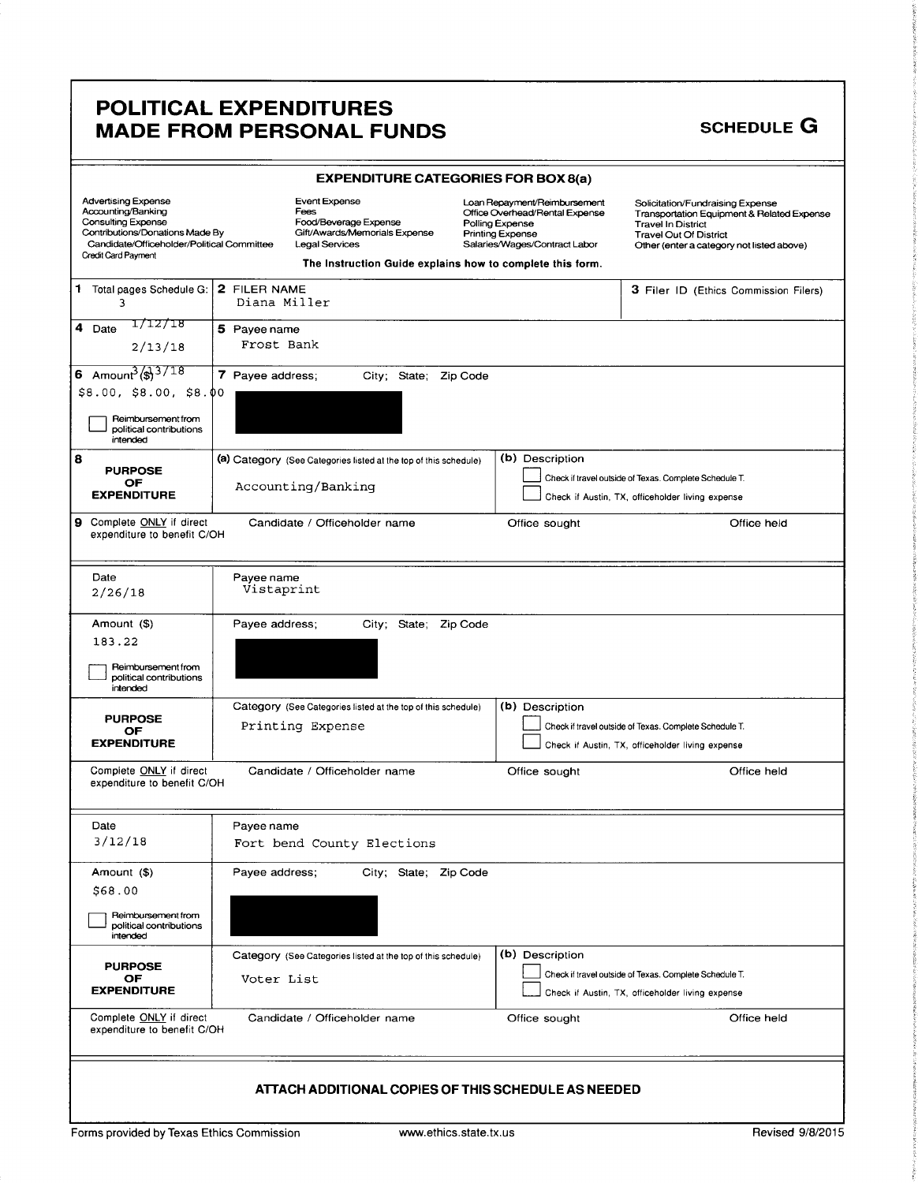# POLITICAL EXPENDITURES MADE FROM PERSONAL FUNDS

## SCHEDULE G

### EXPENDITURE CATEGORIES FOR BOX 8(a)

| | | | |
|---|---|---|---|
| Advertising Expense | Event Expense | Loan Repayment/Reimbursement | Solicitation/Fundraising Expense |
| Accounting/Banking | Fees | Office Overhead/Rental Expense | Transportation Equipment & Related Expense |
| Consulting Expense | Food/Beverage Expense | Polling Expense | Travel In District |
| Contributions/Donations Made By Candidate/Officeholder/Political Committee | Gift/Awards/Memorials Expense | Printing Expense | Travel Out Of District |
| Credit Card Payment | Legal Services | Salaries/Wages/Contract Labor | Other (enter a category not listed above) |

**The Instruction Guide explains how to complete this form.**

**1** Total pages Schedule G: 3

**2** FILER NAME: Diana Miller

**3** Filer ID (Ethics Commission Filers):

---

**4** Date: 1/12/18, 2/13/18, 3/13/18

**5** Payee name: Frost Bank

**6** Amount ($): $8.00, $8.00, $8.00

☐ Reimbursement from political contributions intended

**7** Payee address; City; State; Zip Code: [redacted]

**8** PURPOSE OF EXPENDITURE

(a) Category (See Categories listed at the top of this schedule): Accounting/Banking

(b) Description:

☐ Check if travel outside of Texas. Complete Schedule T.

☐ Check if Austin, TX, officeholder living expense

**9** Complete ONLY if direct expenditure to benefit C/OH — Candidate / Officeholder name: — Office sought: — Office held:

---

Date: 2/26/18

Payee name: Vistaprint

Amount ($): 183.22

☐ Reimbursement from political contributions intended

Payee address; City; State; Zip Code: [redacted]

PURPOSE OF EXPENDITURE

Category (See Categories listed at the top of this schedule): Printing Expense

(b) Description:

☐ Check if travel outside of Texas. Complete Schedule T.

☐ Check if Austin, TX, officeholder living expense

Complete ONLY if direct expenditure to benefit C/OH — Candidate / Officeholder name: — Office sought: — Office held:

---

Date: 3/12/18

Payee name: Fort bend County Elections

Amount ($): $68.00

☐ Reimbursement from political contributions intended

Payee address; City; State; Zip Code: [redacted]

PURPOSE OF EXPENDITURE

Category (See Categories listed at the top of this schedule): Voter List

(b) Description:

☐ Check if travel outside of Texas. Complete Schedule T.

☐ Check if Austin, TX, officeholder living expense

Complete ONLY if direct expenditure to benefit C/OH — Candidate / Officeholder name: — Office sought: — Office held:

---

**ATTACH ADDITIONAL COPIES OF THIS SCHEDULE AS NEEDED**

Forms provided by Texas Ethics Commission — www.ethics.state.tx.us — Revised 9/8/2015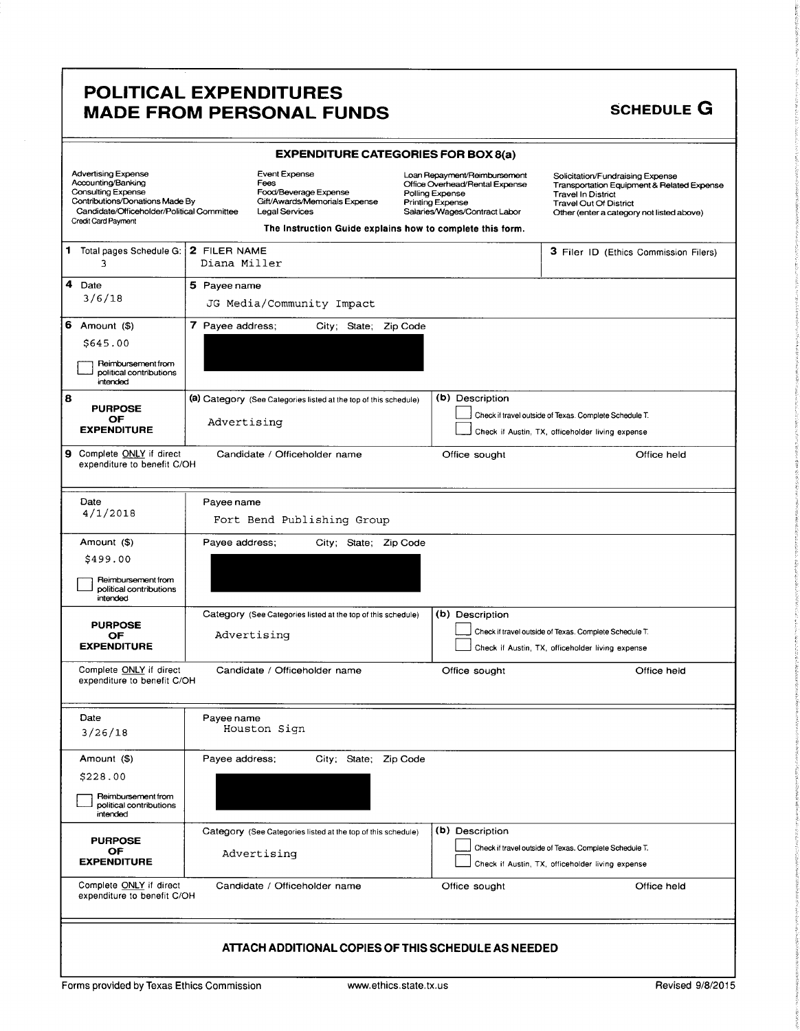# POLITICAL EXPENDITURES MADE FROM PERSONAL FUNDS

## SCHEDULE G

### EXPENDITURE CATEGORIES FOR BOX 8(a)

| | | | |
|---|---|---|---|
| Advertising Expense | Event Expense | Loan Repayment/Reimbursement | Solicitation/Fundraising Expense |
| Accounting/Banking | Fees | Office Overhead/Rental Expense | Transportation Equipment & Related Expense |
| Consulting Expense | Food/Beverage Expense | Polling Expense | Travel In District |
| Contributions/Donations Made By Candidate/Officeholder/Political Committee | Gift/Awards/Memorials Expense | Printing Expense | Travel Out Of District |
| Credit Card Payment | Legal Services | Salaries/Wages/Contract Labor | Other (enter a category not listed above) |

**The Instruction Guide explains how to complete this form.**

| | | |
|---|---|---|
| **1** Total pages Schedule G: 3 | **2** FILER NAME Diana Miller | **3** Filer ID (Ethics Commission Filers) |

| | |
|---|---|
| **4** Date: 3/6/18 | **5** Payee name: JG Media/Community Impact |
| **6** Amount ($): $645.00 ☐ Reimbursement from political contributions intended | **7** Payee address; City; State; Zip Code: [redacted] |
| **8** PURPOSE OF EXPENDITURE | (a) Category (See Categories listed at the top of this schedule): Advertising<br>(b) Description: ☐ Check if travel outside of Texas. Complete Schedule T. ☐ Check if Austin, TX, officeholder living expense |
| **9** Complete ONLY if direct expenditure to benefit C/OH | Candidate / Officeholder name — Office sought — Office held |

| | |
|---|---|
| Date: 4/1/2018 | Payee name: Fort Bend Publishing Group |
| Amount ($): $499.00 ☐ Reimbursement from political contributions intended | Payee address; City; State; Zip Code: [redacted] |
| PURPOSE OF EXPENDITURE | Category (See Categories listed at the top of this schedule): Advertising<br>(b) Description: ☐ Check if travel outside of Texas. Complete Schedule T. ☐ Check if Austin, TX, officeholder living expense |
| Complete ONLY if direct expenditure to benefit C/OH | Candidate / Officeholder name — Office sought — Office held |

| | |
|---|---|
| Date: 3/26/18 | Payee name: Houston Sign |
| Amount ($): $228.00 ☐ Reimbursement from political contributions intended | Payee address; City; State; Zip Code: [redacted] |
| PURPOSE OF EXPENDITURE | Category (See Categories listed at the top of this schedule): Advertising<br>(b) Description: ☐ Check if travel outside of Texas. Complete Schedule T. ☐ Check if Austin, TX, officeholder living expense |
| Complete ONLY if direct expenditure to benefit C/OH | Candidate / Officeholder name — Office sought — Office held |

**ATTACH ADDITIONAL COPIES OF THIS SCHEDULE AS NEEDED**

Forms provided by Texas Ethics Commission    www.ethics.state.tx.us    Revised 9/8/2015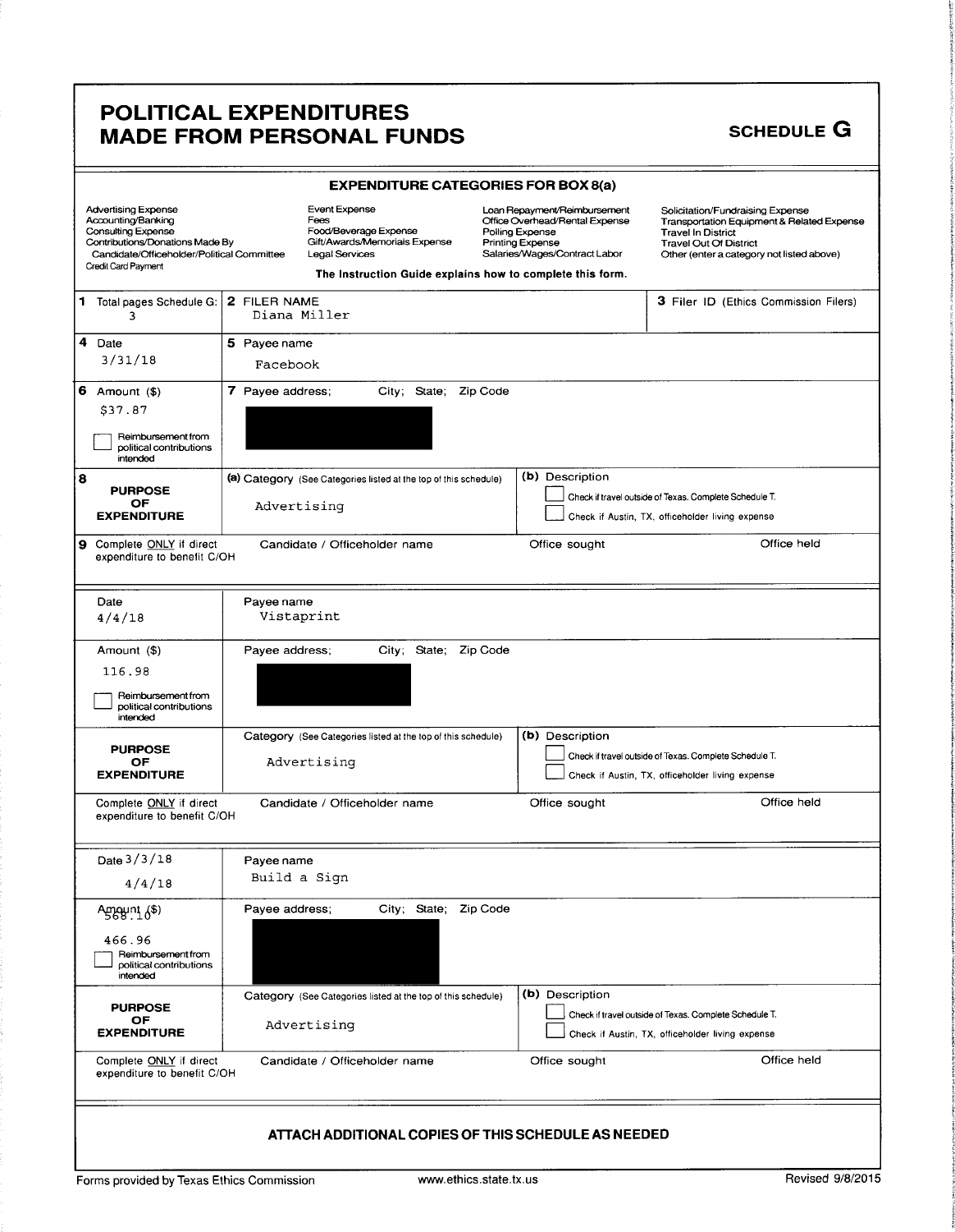# POLITICAL EXPENDITURES MADE FROM PERSONAL FUNDS

**SCHEDULE G**

### EXPENDITURE CATEGORIES FOR BOX 8(a)

| | | | |
|---|---|---|---|
| Advertising Expense | Event Expense | Loan Repayment/Reimbursement | Solicitation/Fundraising Expense |
| Accounting/Banking | Fees | Office Overhead/Rental Expense | Transportation Equipment & Related Expense |
| Consulting Expense | Food/Beverage Expense | Polling Expense | Travel In District |
| Contributions/Donations Made By Candidate/Officeholder/Political Committee | Gift/Awards/Memorials Expense | Printing Expense | Travel Out Of District |
| Credit Card Payment | Legal Services | Salaries/Wages/Contract Labor | Other (enter a category not listed above) |

**The Instruction Guide explains how to complete this form.**

| | | |
|---|---|---|
| **1** Total pages Schedule G: 3 | **2** FILER NAME Diana Miller | **3** Filer ID (Ethics Commission Filers) |

---

**4** Date: 3/31/18

**5** Payee name: Facebook

**6** Amount ($): $37.87

☐ Reimbursement from political contributions intended

**7** Payee address; City; State; Zip Code: [REDACTED]

**8 PURPOSE OF EXPENDITURE**

(a) Category (See Categories listed at the top of this schedule): Advertising

(b) Description

☐ Check if travel outside of Texas. Complete Schedule T.

☐ Check if Austin, TX, officeholder living expense

**9** Complete ONLY if direct expenditure to benefit C/OH — Candidate / Officeholder name: | Office sought: | Office held:

---

Date: 4/4/18

Payee name: Vistaprint

Amount ($): 116.98

☐ Reimbursement from political contributions intended

Payee address; City; State; Zip Code: [REDACTED]

**PURPOSE OF EXPENDITURE**

Category (See Categories listed at the top of this schedule): Advertising

(b) Description

☐ Check if travel outside of Texas. Complete Schedule T.

☐ Check if Austin, TX, officeholder living expense

Complete ONLY if direct expenditure to benefit C/OH — Candidate / Officeholder name: | Office sought: | Office held:

---

Date: 3/3/18
4/4/18

Payee name: Build a Sign

Amount ($): 568.10
466.96

☐ Reimbursement from political contributions intended

Payee address; City; State; Zip Code: [REDACTED]

**PURPOSE OF EXPENDITURE**

Category (See Categories listed at the top of this schedule): Advertising

(b) Description

☐ Check if travel outside of Texas. Complete Schedule T.

☐ Check if Austin, TX, officeholder living expense

Complete ONLY if direct expenditure to benefit C/OH — Candidate / Officeholder name: | Office sought: | Office held:

---

**ATTACH ADDITIONAL COPIES OF THIS SCHEDULE AS NEEDED**

Forms provided by Texas Ethics Commission | www.ethics.state.tx.us | Revised 9/8/2015